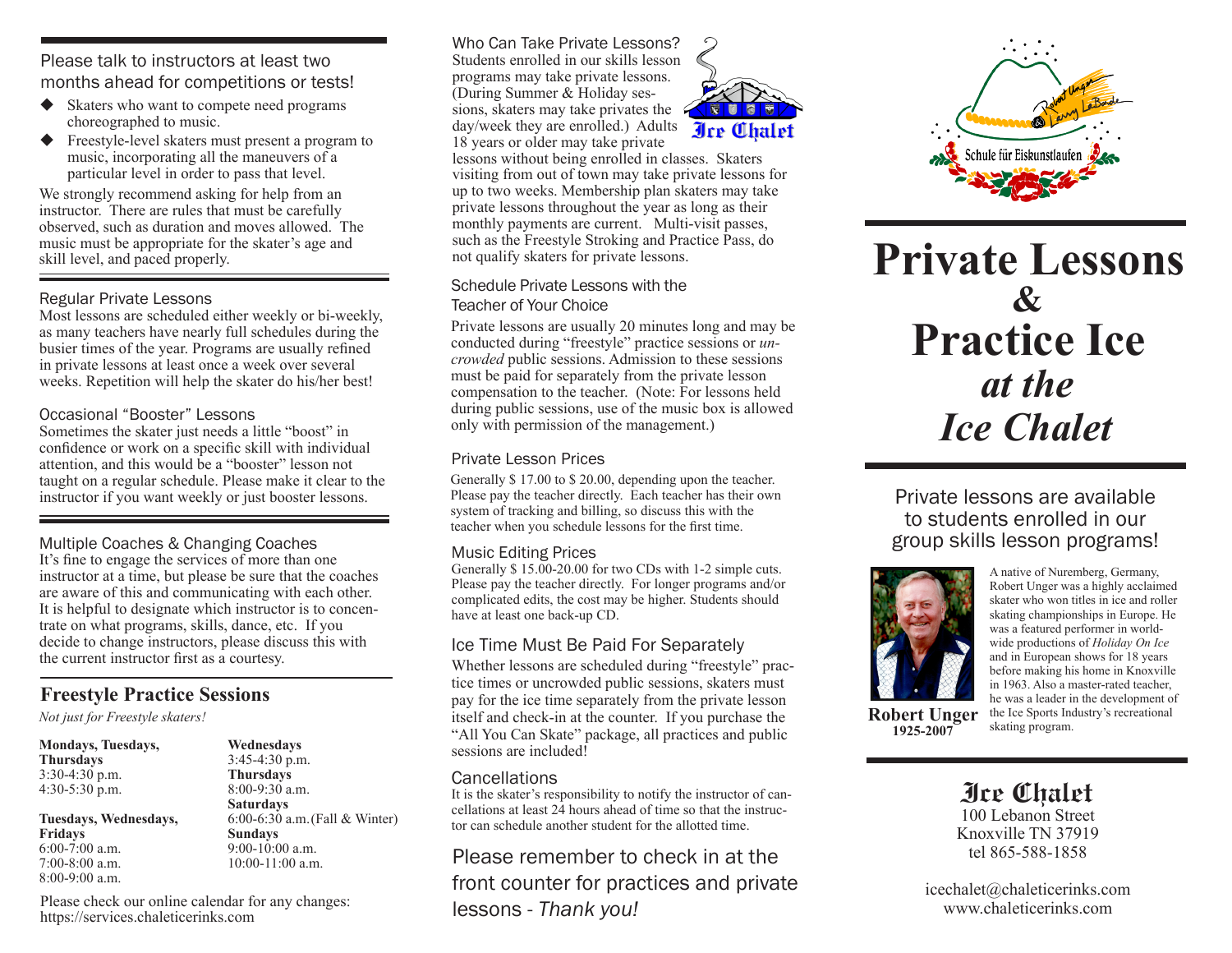Please talk to instructors at least two months ahead for competitions or tests!

- Skaters who want to compete need programs choreographed to music.
- Freestyle-level skaters must present a program to music, incorporating all the maneuvers of a particular level in order to pass that level.

We strongly recommend asking for help from an instructor. There are rules that must be carefully observed, such as duration and moves allowed. The music must be appropriate for the skater's age and skill level, and paced properly.

### Regular Private Lessons

Most lessons are scheduled either weekly or bi-weekly, as many teachers have nearly full schedules during the busier times of the year. Programs are usually refined in private lessons at least once a week over several weeks. Repetition will help the skater do his/her best!

### Occasional "Booster" Lessons

Sometimes the skater just needs a little "boost" in confidence or work on a specific skill with individual attention, and this would be a "booster" lesson not taught on a regular schedule. Please make it clear to the instructor if you want weekly or just booster lessons.

### Multiple Coaches & Changing Coaches

It's fine to engage the services of more than one instructor at a time, but please be sure that the coaches are aware of this and communicating with each other. It is helpful to designate which instructor is to concentrate on what programs, skills, dance, etc. If you decide to change instructors, please discuss this with the current instructor first as a courtesy.

## Freestyle Practice Sessions

*Not just for Freestyle skaters!*

**Mondays, Tuesdays, Thursdays**
3:30-4:30 p.m.
4:30-5:30 p.m.

**Tuesdays, Wednesdays, Fridays**
6:00-7:00 a.m.
7:00-8:00 a.m.
8:00-9:00 a.m.

**Wednesdays**
3:45-4:30 p.m.

**Thursdays**
8:00-9:30 a.m.

**Saturdays**
6:00-6:30 a.m.(Fall & Winter)

**Sundays**
9:00-10:00 a.m.
10:00-11:00 a.m.

Please check our online calendar for any changes: https://services.chaleticerinks.com

### Who Can Take Private Lessons?

Students enrolled in our skills lesson programs may take private lessons. (During Summer & Holiday sessions, skaters may take privates the day/week they are enrolled.) Adults 18 years or older may take private lessons without being enrolled in classes. Skaters visiting from out of town may take private lessons for up to two weeks. Membership plan skaters may take private lessons throughout the year as long as their monthly payments are current. Multi-visit passes, such as the Freestyle Stroking and Practice Pass, do not qualify skaters for private lessons.

### Schedule Private Lessons with the Teacher of Your Choice

Private lessons are usually 20 minutes long and may be conducted during "freestyle" practice sessions or *uncrowded* public sessions. Admission to these sessions must be paid for separately from the private lesson compensation to the teacher. (Note: For lessons held during public sessions, use of the music box is allowed only with permission of the management.)

### Private Lesson Prices

Generally $ 17.00 to $ 20.00, depending upon the teacher. Please pay the teacher directly. Each teacher has their own system of tracking and billing, so discuss this with the teacher when you schedule lessons for the first time.

### Music Editing Prices

Generally $ 15.00-20.00 for two CDs with 1-2 simple cuts. Please pay the teacher directly. For longer programs and/or complicated edits, the cost may be higher. Students should have at least one back-up CD.

### Ice Time Must Be Paid For Separately

Whether lessons are scheduled during "freestyle" practice times or uncrowded public sessions, skaters must pay for the ice time separately from the private lesson itself and check-in at the counter. If you purchase the "All You Can Skate" package, all practices and public sessions are included!

### Cancellations

It is the skater's responsibility to notify the instructor of cancellations at least 24 hours ahead of time so that the instructor can schedule another student for the allotted time.

Please remember to check in at the front counter for practices and private lessons - *Thank you!*

Robert Unger & Larry LaBorde
Schule für Eiskunstlaufen

# Private Lessons & Practice Ice *at the Ice Chalet*

Private lessons are available to students enrolled in our group skills lesson programs!

**Robert Unger**
**1925-2007**

A native of Nuremberg, Germany, Robert Unger was a highly acclaimed skater who won titles in ice and roller skating championships in Europe. He was a featured performer in world-wide productions of *Holiday On Ice* and in European shows for 18 years before making his home in Knoxville in 1963. Also a master-rated teacher, he was a leader in the development of the Ice Sports Industry's recreational skating program.

**Ice Chalet**
100 Lebanon Street
Knoxville TN 37919
tel 865-588-1858

icechalet@chaleticerinks.com
www.chaleticerinks.com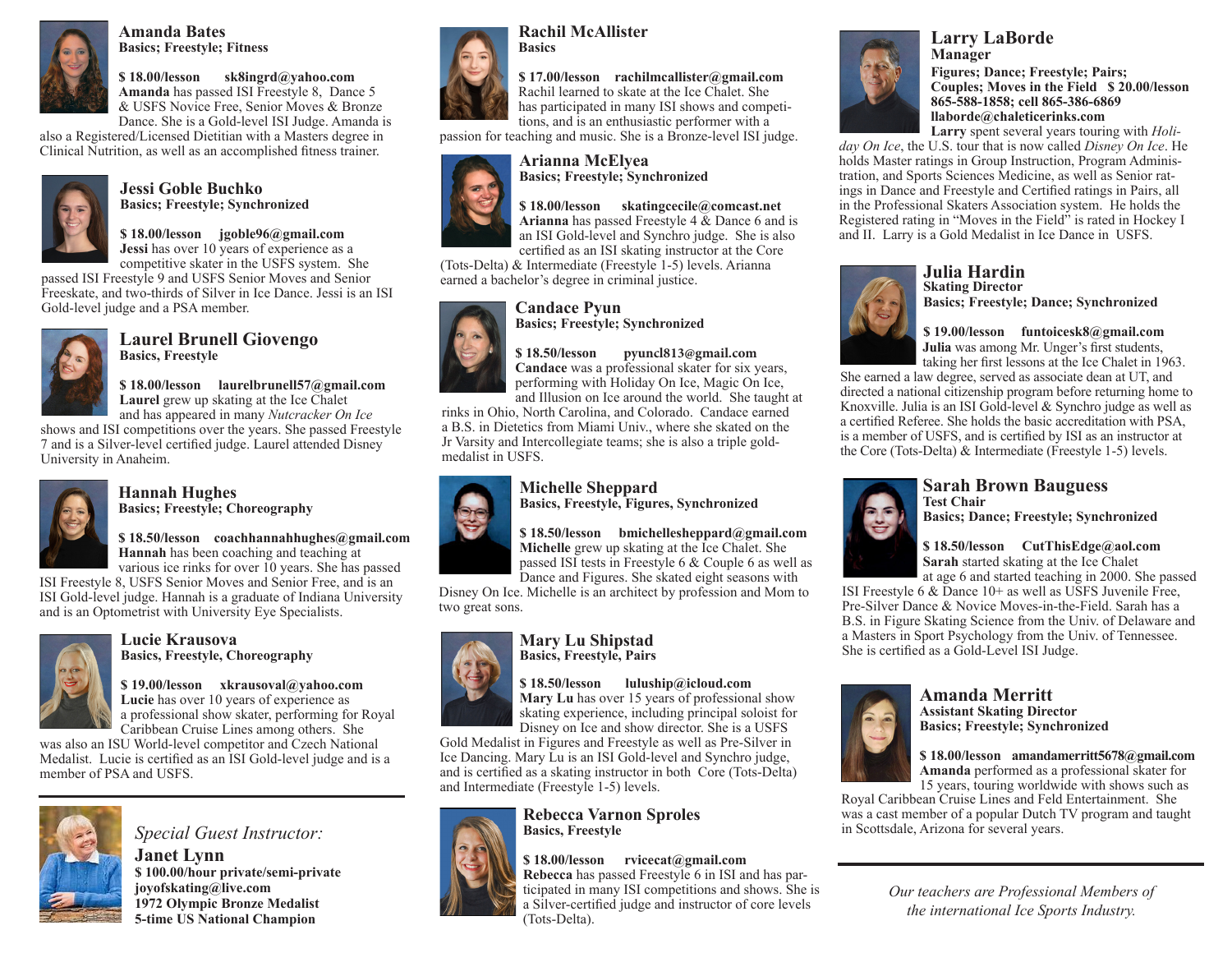## Amanda Bates
**Basics; Freestyle; Fitness**

**$ 18.00/lesson sk8ingrd@yahoo.com**
**Amanda** has passed ISI Freestyle 8, Dance 5 & USFS Novice Free, Senior Moves & Bronze Dance. She is a Gold-level ISI Judge. Amanda is also a Registered/Licensed Dietitian with a Masters degree in Clinical Nutrition, as well as an accomplished fitness trainer.

## Jessi Goble Buchko
**Basics; Freestyle; Synchronized**

**$ 18.00/lesson jgoble96@gmail.com**
**Jessi** has over 10 years of experience as a competitive skater in the USFS system. She passed ISI Freestyle 9 and USFS Senior Moves and Senior Freeskate, and two-thirds of Silver in Ice Dance. Jessi is an ISI Gold-level judge and a PSA member.

## Laurel Brunell Giovengo
**Basics, Freestyle**

**$ 18.00/lesson laurelbrunell57@gmail.com**
**Laurel** grew up skating at the Ice Chalet and has appeared in many *Nutcracker On Ice* shows and ISI competitions over the years. She passed Freestyle 7 and is a Silver-level certified judge. Laurel attended Disney University in Anaheim.

## Hannah Hughes
**Basics; Freestyle; Choreography**

**$ 18.50/lesson coachhannahhughes@gmail.com**
**Hannah** has been coaching and teaching at various ice rinks for over 10 years. She has passed ISI Freestyle 8, USFS Senior Moves and Senior Free, and is an ISI Gold-level judge. Hannah is a graduate of Indiana University and is an Optometrist with University Eye Specialists.

## Lucie Krausova
**Basics, Freestyle, Choreography**

**$ 19.00/lesson xkrausoval@yahoo.com**
**Lucie** has over 10 years of experience as a professional show skater, performing for Royal Caribbean Cruise Lines among others. She was also an ISU World-level competitor and Czech National Medalist. Lucie is certified as an ISI Gold-level judge and is a member of PSA and USFS.

---

*Special Guest Instructor:*
## Janet Lynn
**$ 100.00/hour private/semi-private**
**joyofskating@live.com**
**1972 Olympic Bronze Medalist**
**5-time US National Champion**

## Rachil McAllister
**Basics**

**$ 17.00/lesson rachilmcallister@gmail.com**
Rachil learned to skate at the Ice Chalet. She has participated in many ISI shows and competitions, and is an enthusiastic performer with a passion for teaching and music. She is a Bronze-level ISI judge.

## Arianna McElyea
**Basics; Freestyle; Synchronized**

**$ 18.00/lesson skatingcecile@comcast.net**
**Arianna** has passed Freestyle 4 & Dance 6 and is an ISI Gold-level and Synchro judge. She is also certified as an ISI skating instructor at the Core (Tots-Delta) & Intermediate (Freestyle 1-5) levels. Arianna earned a bachelor's degree in criminal justice.

## Candace Pyun
**Basics; Freestyle; Synchronized**

**$ 18.50/lesson pyuncl813@gmail.com**
**Candace** was a professional skater for six years, performing with Holiday On Ice, Magic On Ice, and Illusion on Ice around the world. She taught at rinks in Ohio, North Carolina, and Colorado. Candace earned a B.S. in Dietetics from Miami Univ., where she skated on the Jr Varsity and Intercollegiate teams; she is also a triple gold-medalist in USFS.

## Michelle Sheppard
**Basics, Freestyle, Figures, Synchronized**

**$ 18.50/lesson bmichellesheppard@gmail.com**
**Michelle** grew up skating at the Ice Chalet. She passed ISI tests in Freestyle 6 & Couple 6 as well as Dance and Figures. She skated eight seasons with Disney On Ice. Michelle is an architect by profession and Mom to two great sons.

## Mary Lu Shipstad
**Basics, Freestyle, Pairs**

**$ 18.50/lesson luluship@icloud.com**
**Mary Lu** has over 15 years of professional show skating experience, including principal soloist for Disney on Ice and show director. She is a USFS Gold Medalist in Figures and Freestyle as well as Pre-Silver in Ice Dancing. Mary Lu is an ISI Gold-level and Synchro judge, and is certified as a skating instructor in both Core (Tots-Delta) and Intermediate (Freestyle 1-5) levels.

## Rebecca Varnon Sproles
**Basics, Freestyle**

**$ 18.00/lesson rvicecat@gmail.com**
**Rebecca** has passed Freestyle 6 in ISI and has participated in many ISI competitions and shows. She is a Silver-certified judge and instructor of core levels (Tots-Delta).

## Larry LaBorde
**Manager**
**Figures; Dance; Freestyle; Pairs; Couples; Moves in the Field $ 20.00/lesson**
**865-588-1858; cell 865-386-6869**
**llaborde@chaleticerinks.com**
**Larry** spent several years touring with *Holiday On Ice*, the U.S. tour that is now called *Disney On Ice*. He holds Master ratings in Group Instruction, Program Administration, and Sports Sciences Medicine, as well as Senior ratings in Dance and Freestyle and Certified ratings in Pairs, all in the Professional Skaters Association system. He holds the Registered rating in "Moves in the Field" is rated in Hockey I and II. Larry is a Gold Medalist in Ice Dance in USFS.

## Julia Hardin
**Skating Director**
**Basics; Freestyle; Dance; Synchronized**

**$ 19.00/lesson funtoicesk8@gmail.com**
**Julia** was among Mr. Unger's first students, taking her first lessons at the Ice Chalet in 1963. She earned a law degree, served as associate dean at UT, and directed a national citizenship program before returning home to Knoxville. Julia is an ISI Gold-level & Synchro judge as well as a certified Referee. She holds the basic accreditation with PSA, is a member of USFS, and is certified by ISI as an instructor at the Core (Tots-Delta) & Intermediate (Freestyle 1-5) levels.

## Sarah Brown Bauguess
**Test Chair**
**Basics; Dance; Freestyle; Synchronized**

**$ 18.50/lesson CutThisEdge@aol.com**
**Sarah** started skating at the Ice Chalet at age 6 and started teaching in 2000. She passed ISI Freestyle 6 & Dance 10+ as well as USFS Juvenile Free, Pre-Silver Dance & Novice Moves-in-the-Field. Sarah has a B.S. in Figure Skating Science from the Univ. of Delaware and a Masters in Sport Psychology from the Univ. of Tennessee. She is certified as a Gold-Level ISI Judge.

## Amanda Merritt
**Assistant Skating Director**
**Basics; Freestyle; Synchronized**

**$ 18.00/lesson amandamerritt5678@gmail.com**
**Amanda** performed as a professional skater for 15 years, touring worldwide with shows such as Royal Caribbean Cruise Lines and Feld Entertainment. She was a cast member of a popular Dutch TV program and taught in Scottsdale, Arizona for several years.

---

*Our teachers are Professional Members of the international Ice Sports Industry.*